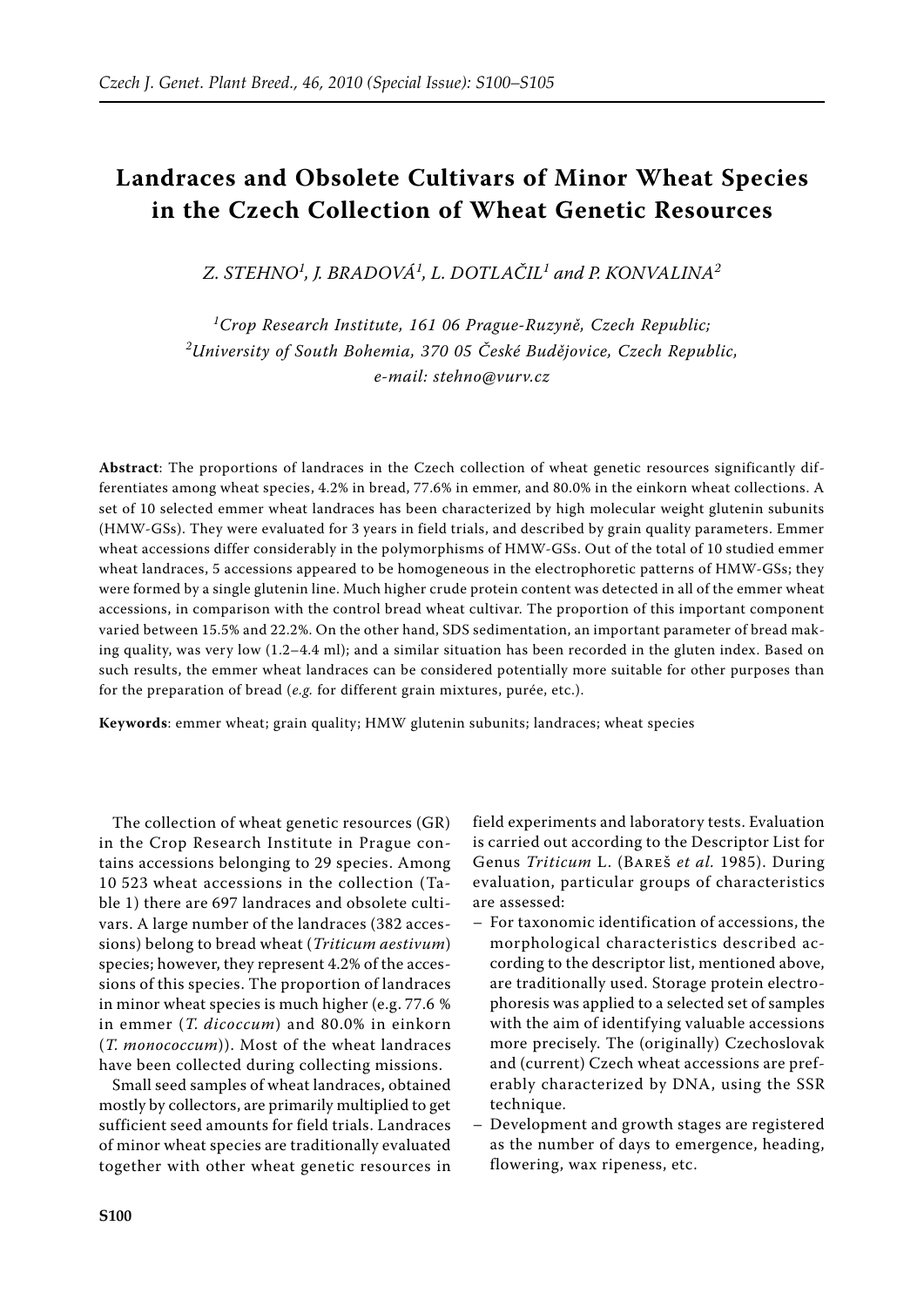# Landraces and Obsolete Cultivars of Minor Wheat Species in the Czech Collection of Wheat Genetic Resources

*Z. Stehno[1], J. Bradová[1], L. Dotlačil[1] and P. Konvalina[2]*

[1]*Crop Research Institute, 161 06 Prague-Ruzyně, Czech Republic;*
[2]*University of South Bohemia, 370 05 České Budějovice, Czech Republic, e-mail: stehno@vurv.cz*

**Abstract**: The proportions of landraces in the Czech collection of wheat genetic resources significantly differentiates among wheat species, 4.2% in bread, 77.6% in emmer, and 80.0% in the einkorn wheat collections. A set of 10 selected emmer wheat landraces has been characterized by high molecular weight glutenin subunits (HMW-GSs). They were evaluated for 3 years in field trials, and described by grain quality parameters. Emmer wheat accessions differ considerably in the polymorphisms of HMW-GSs. Out of the total of 10 studied emmer wheat landraces, 5 accessions appeared to be homogeneous in the electrophoretic patterns of HMW-GSs; they were formed by a single glutenin line. Much higher crude protein content was detected in all of the emmer wheat accessions, in comparison with the control bread wheat cultivar. The proportion of this important component varied between 15.5% and 22.2%. On the other hand, SDS sedimentation, an important parameter of bread making quality, was very low (1.2–4.4 ml); and a similar situation has been recorded in the gluten index. Based on such results, the emmer wheat landraces can be considered potentially more suitable for other purposes than for the preparation of bread (*e.g.* for different grain mixtures, purée, etc.).

**Keywords**: emmer wheat; grain quality; HMW glutenin subunits; landraces; wheat species

The collection of wheat genetic resources (GR) in the Crop Research Institute in Prague contains accessions belonging to 29 species. Among 10 523 wheat accessions in the collection (Table 1) there are 697 landraces and obsolete cultivars. A large number of the landraces (382 accessions) belong to bread wheat (*Triticum aestivum*) species; however, they represent 4.2% of the accessions of this species. The proportion of landraces in minor wheat species is much higher (e.g. 77.6 % in emmer (*T. dicoccum*) and 80.0% in einkorn (*T. monococcum*)). Most of the wheat landraces have been collected during collecting missions.

Small seed samples of wheat landraces, obtained mostly by collectors, are primarily multiplied to get sufficient seed amounts for field trials. Landraces of minor wheat species are traditionally evaluated together with other wheat genetic resources in field experiments and laboratory tests. Evaluation is carried out according to the Descriptor List for Genus *Triticum* L. (Bareš *et al.* 1985). During evaluation, particular groups of characteristics are assessed:

– For taxonomic identification of accessions, the morphological characteristics described according to the descriptor list, mentioned above, are traditionally used. Storage protein electrophoresis was applied to a selected set of samples with the aim of identifying valuable accessions more precisely. The (originally) Czechoslovak and (current) Czech wheat accessions are preferably characterized by DNA, using the SSR technique.

– Development and growth stages are registered as the number of days to emergence, heading, flowering, wax ripeness, etc.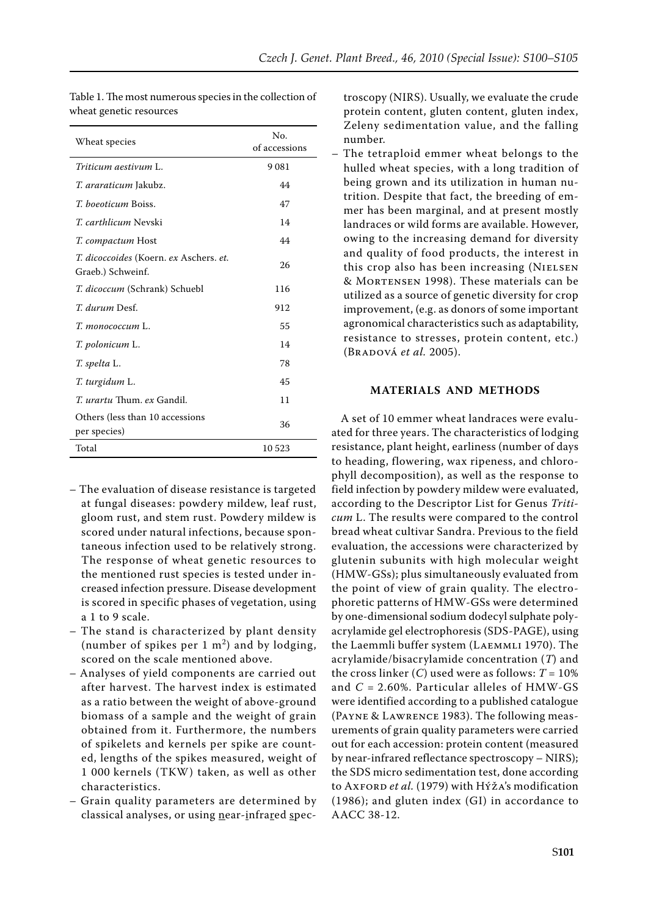Table 1. The most numerous species in the collection of wheat genetic resources

| Wheat species | No. of accessions |
|---|---|
| *Triticum aestivum* L. | 9 081 |
| *T. araraticum* Jakubz. | 44 |
| *T. boeoticum* Boiss. | 47 |
| *T. carthlicum* Nevski | 14 |
| *T. compactum* Host | 44 |
| *T. dicoccoides* (Koern. *ex* Aschers. *et.* Graeb.) Schweinf. | 26 |
| *T. dicoccum* (Schrank) Schuebl | 116 |
| *T. durum* Desf. | 912 |
| *T. monococcum* L. | 55 |
| *T. polonicum* L. | 14 |
| *T. spelta* L. | 78 |
| *T. turgidum* L. | 45 |
| *T. urartu* Thum. *ex* Gandil. | 11 |
| Others (less than 10 accessions per species) | 36 |
| Total | 10 523 |

- The evaluation of disease resistance is targeted at fungal diseases: powdery mildew, leaf rust, gloom rust, and stem rust. Powdery mildew is scored under natural infections, because spontaneous infection used to be relatively strong. The response of wheat genetic resources to the mentioned rust species is tested under increased infection pressure. Disease development is scored in specific phases of vegetation, using a 1 to 9 scale.
- The stand is characterized by plant density (number of spikes per 1 m$^2$) and by lodging, scored on the scale mentioned above.
- Analyses of yield components are carried out after harvest. The harvest index is estimated as a ratio between the weight of above-ground biomass of a sample and the weight of grain obtained from it. Furthermore, the numbers of spikelets and kernels per spike are counted, lengths of the spikes measured, weight of 1 000 kernels (TKW) taken, as well as other characteristics.
- Grain quality parameters are determined by classical analyses, or using near-infrared spectroscopy (NIRS). Usually, we evaluate the crude protein content, gluten content, gluten index, Zeleny sedimentation value, and the falling number.
- The tetraploid emmer wheat belongs to the hulled wheat species, with a long tradition of being grown and its utilization in human nutrition. Despite that fact, the breeding of emmer has been marginal, and at present mostly landraces or wild forms are available. However, owing to the increasing demand for diversity and quality of food products, the interest in this crop also has been increasing (Nielsen & Mortensen 1998). These materials can be utilized as a source of genetic diversity for crop improvement, (e.g. as donors of some important agronomical characteristics such as adaptability, resistance to stresses, protein content, etc.) (Bradová *et al.* 2005).

## MATERIALS AND METHODS

A set of 10 emmer wheat landraces were evaluated for three years. The characteristics of lodging resistance, plant height, earliness (number of days to heading, flowering, wax ripeness, and chlorophyll decomposition), as well as the response to field infection by powdery mildew were evaluated, according to the Descriptor List for Genus *Triticum* L. The results were compared to the control bread wheat cultivar Sandra. Previous to the field evaluation, the accessions were characterized by glutenin subunits with high molecular weight (HMW-GSs); plus simultaneously evaluated from the point of view of grain quality. The electrophoretic patterns of HMW-GSs were determined by one-dimensional sodium dodecyl sulphate polyacrylamide gel electrophoresis (SDS-PAGE), using the Laemmli buffer system (Laemmli 1970). The acrylamide/bisacrylamide concentration ($T$) and the cross linker ($C$) used were as follows: $T = 10\%$ and $C = 2.60\%$. Particular alleles of HMW-GS were identified according to a published catalogue (Payne & Lawrence 1983). The following measurements of grain quality parameters were carried out for each accession: protein content (measured by near-infrared reflectance spectroscopy – NIRS); the SDS micro sedimentation test, done according to Axford *et al.* (1979) with Hýža's modification (1986); and gluten index (GI) in accordance to AACC 38-12.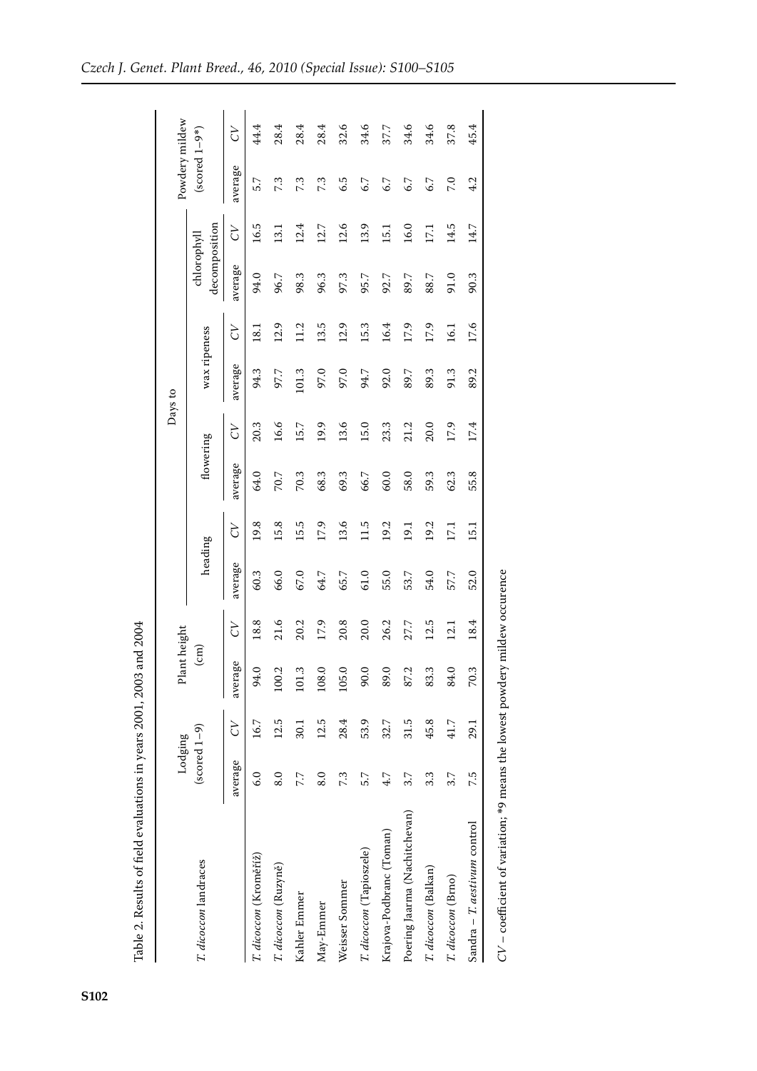Table 2. Results of field evaluations in years 2001, 2003 and 2004

| *T. dicoccon* landraces | Lodging (scored 1–9) | | Plant height (cm) | | Days to | | | | | | | | Powdery mildew (scored 1–9*) | |
|---|---|---|---|---|---|---|---|---|---|---|---|---|---|---|
| | | | | | heading | | flowering | | wax ripeness | | chlorophyll decomposition | | | |
| | average | *CV* | average | *CV* | average | *CV* | average | *CV* | average | *CV* | average | *CV* | average | *CV* |
| *T. dicoccon* (Kroměříž) | 6.0 | 16.7 | 94.0 | 18.8 | 60.3 | 19.8 | 64.0 | 20.3 | 94.3 | 18.1 | 94.0 | 16.5 | 5.7 | 44.4 |
| *T. dicoccon* (Ruzyně) | 8.0 | 12.5 | 100.2 | 21.6 | 66.0 | 15.8 | 70.7 | 16.6 | 97.7 | 12.9 | 96.7 | 13.1 | 7.3 | 28.4 |
| Kahler Emmer | 7.7 | 30.1 | 101.3 | 20.2 | 67.0 | 15.5 | 70.3 | 15.7 | 101.3 | 11.2 | 98.3 | 12.4 | 7.3 | 28.4 |
| May-Emmer | 8.0 | 12.5 | 108.0 | 17.9 | 64.7 | 17.9 | 68.3 | 19.9 | 97.0 | 13.5 | 96.3 | 12.7 | 7.3 | 28.4 |
| Weisser Sommer | 7.3 | 28.4 | 105.0 | 20.8 | 65.7 | 13.6 | 69.3 | 13.6 | 97.0 | 12.9 | 97.3 | 12.6 | 6.5 | 32.6 |
| *T. dicoccon* (Tapioszele) | 5.7 | 53.9 | 90.0 | 20.0 | 61.0 | 11.5 | 66.7 | 15.0 | 94.7 | 15.3 | 95.7 | 13.9 | 6.7 | 34.6 |
| Krajova-Podbranc (Toman) | 4.7 | 32.7 | 89.0 | 26.2 | 55.0 | 19.2 | 60.0 | 23.3 | 92.0 | 16.4 | 92.7 | 15.1 | 6.7 | 37.7 |
| Poering Jaarma (Nachitchevan) | 3.7 | 31.5 | 87.2 | 27.7 | 53.7 | 19.1 | 58.0 | 21.2 | 89.7 | 17.9 | 89.7 | 16.0 | 6.7 | 34.6 |
| *T. dicoccon* (Balkan) | 3.3 | 45.8 | 83.3 | 12.5 | 54.0 | 19.2 | 59.3 | 20.0 | 89.3 | 17.9 | 88.7 | 17.1 | 6.7 | 34.6 |
| *T. dicoccon* (Brno) | 3.7 | 41.7 | 84.0 | 12.1 | 57.7 | 17.1 | 62.3 | 17.9 | 91.3 | 16.1 | 91.0 | 14.5 | 7.0 | 37.8 |
| Sandra – *T. aestivum* control | 7.5 | 29.1 | 70.3 | 18.4 | 52.0 | 15.1 | 55.8 | 17.4 | 89.2 | 17.6 | 90.3 | 14.7 | 4.2 | 45.4 |

*CV* – coefficient of variation; *9 means the lowest powdery mildew occurence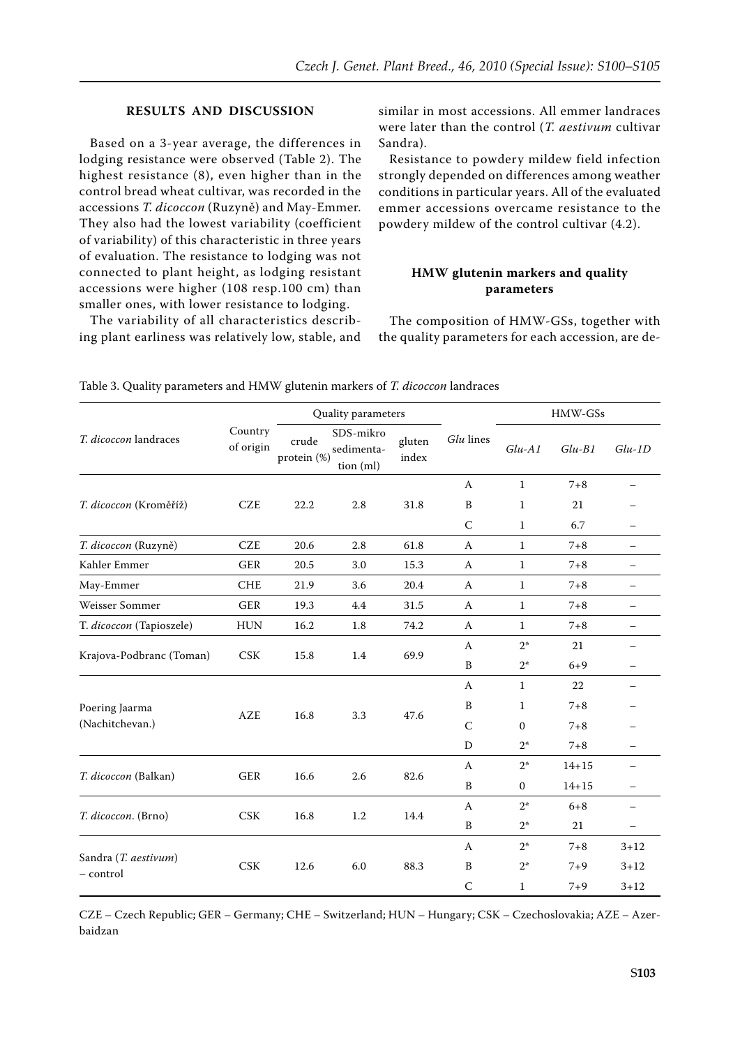## RESULTS AND DISCUSSION

Based on a 3-year average, the differences in lodging resistance were observed (Table 2). The highest resistance (8), even higher than in the control bread wheat cultivar, was recorded in the accessions *T. dicoccon* (Ruzyně) and May-Emmer. They also had the lowest variability (coefficient of variability) of this characteristic in three years of evaluation. The resistance to lodging was not connected to plant height, as lodging resistant accessions were higher (108 resp.100 cm) than smaller ones, with lower resistance to lodging.

The variability of all characteristics describing plant earliness was relatively low, stable, and similar in most accessions. All emmer landraces were later than the control (*T. aestivum* cultivar Sandra).

Resistance to powdery mildew field infection strongly depended on differences among weather conditions in particular years. All of the evaluated emmer accessions overcame resistance to the powdery mildew of the control cultivar (4.2).

### HMW glutenin markers and quality parameters

The composition of HMW-GSs, together with the quality parameters for each accession, are de-

Table 3. Quality parameters and HMW glutenin markers of *T. dicoccon* landraces

| *T. dicoccon* landraces | Country of origin | Quality parameters | | | *Glu* lines | HMW-GSs | | |
|---|---|---|---|---|---|---|---|---|
| | | crude protein (%) | SDS-mikro sedimenta-tion (ml) | gluten index | | *Glu-A1* | *Glu-B1* | *Glu-1D* |
| *T. dicoccon* (Kroměříž) | CZE | 22.2 | 2.8 | 31.8 | A | 1 | 7+8 | – |
| | | | | | B | 1 | 21 | – |
| | | | | | C | 1 | 6.7 | – |
| *T. dicoccon* (Ruzyně) | CZE | 20.6 | 2.8 | 61.8 | A | 1 | 7+8 | – |
| Kahler Emmer | GER | 20.5 | 3.0 | 15.3 | A | 1 | 7+8 | – |
| May-Emmer | CHE | 21.9 | 3.6 | 20.4 | A | 1 | 7+8 | – |
| Weisser Sommer | GER | 19.3 | 4.4 | 31.5 | A | 1 | 7+8 | – |
| T. *dicoccon* (Tapioszele) | HUN | 16.2 | 1.8 | 74.2 | A | 1 | 7+8 | – |
| Krajova-Podbranc (Toman) | CSK | 15.8 | 1.4 | 69.9 | A | 2* | 21 | – |
| | | | | | B | 2* | 6+9 | – |
| Poering Jaarma (Nachitchevan.) | AZE | 16.8 | 3.3 | 47.6 | A | 1 | 22 | – |
| | | | | | B | 1 | 7+8 | – |
| | | | | | C | 0 | 7+8 | – |
| | | | | | D | 2* | 7+8 | – |
| *T. dicoccon* (Balkan) | GER | 16.6 | 2.6 | 82.6 | A | 2* | 14+15 | – |
| | | | | | B | 0 | 14+15 | – |
| *T. dicoccon*. (Brno) | CSK | 16.8 | 1.2 | 14.4 | A | 2* | 6+8 | – |
| | | | | | B | 2* | 21 | – |
| Sandra (*T. aestivum*) – control | CSK | 12.6 | 6.0 | 88.3 | A | 2* | 7+8 | 3+12 |
| | | | | | B | 2* | 7+9 | 3+12 |
| | | | | | C | 1 | 7+9 | 3+12 |

CZE – Czech Republic; GER – Germany; CHE – Switzerland; HUN – Hungary; CSK – Czechoslovakia; AZE – Azerbaidzan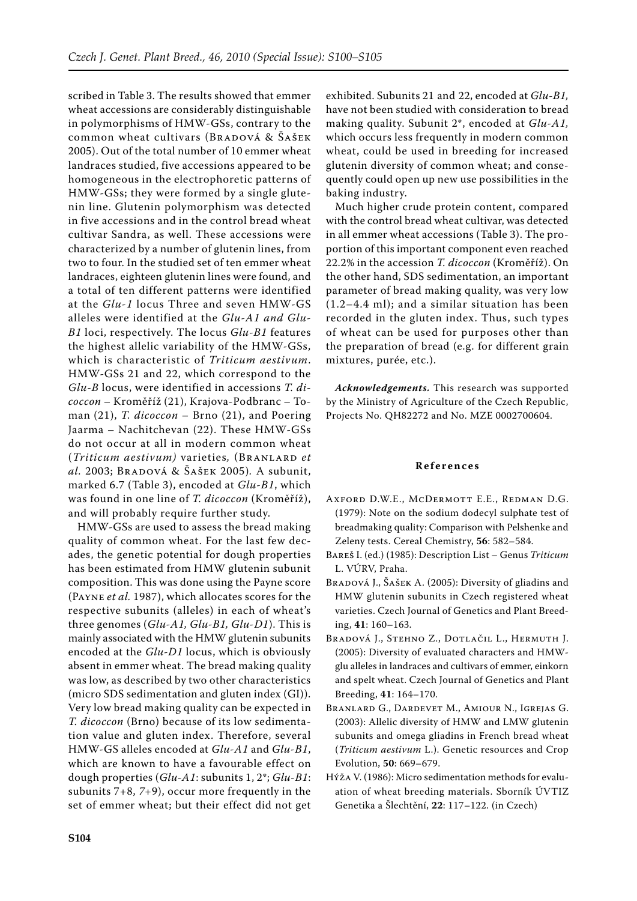scribed in Table 3. The results showed that emmer wheat accessions are considerably distinguishable in polymorphisms of HMW-GSs, contrary to the common wheat cultivars (Bradová & Šašek 2005). Out of the total number of 10 emmer wheat landraces studied, five accessions appeared to be homogeneous in the electrophoretic patterns of HMW-GSs; they were formed by a single glutenin line. Glutenin polymorphism was detected in five accessions and in the control bread wheat cultivar Sandra, as well. These accessions were characterized by a number of glutenin lines, from two to four. In the studied set of ten emmer wheat landraces, eighteen glutenin lines were found, and a total of ten different patterns were identified at the *Glu-1* locus Three and seven HMW-GS alleles were identified at the *Glu-A1 and Glu-B1* loci, respectively. The locus *Glu-B1* features the highest allelic variability of the HMW-GSs, which is characteristic of *Triticum aestivum*. HMW-GSs 21 and 22, which correspond to the *Glu-B* locus, were identified in accessions *T. dicoccon* – Kroměříž (21), Krajova-Podbranc – Toman (21), *T. dicoccon* – Brno (21), and Poering Jaarma – Nachitchevan (22). These HMW-GSs do not occur at all in modern common wheat (*Triticum aestivum)* varieties, (Branlard *et al.* 2003; Bradová & Šašek 2005). A subunit, marked 6.7 (Table 3), encoded at *Glu-B1*, which was found in one line of *T. dicoccon* (Kroměříž), and will probably require further study.

HMW-GSs are used to assess the bread making quality of common wheat. For the last few decades, the genetic potential for dough properties has been estimated from HMW glutenin subunit composition. This was done using the Payne score (Payne *et al.* 1987), which allocates scores for the respective subunits (alleles) in each of wheat's three genomes (*Glu-A1, Glu-B1, Glu-D1*). This is mainly associated with the HMW glutenin subunits encoded at the *Glu-D1* locus, which is obviously absent in emmer wheat. The bread making quality was low, as described by two other characteristics (micro SDS sedimentation and gluten index (GI)). Very low bread making quality can be expected in *T. dicoccon* (Brno) because of its low sedimentation value and gluten index. Therefore, several HMW-GS alleles encoded at *Glu-A1* and *Glu-B1*, which are known to have a favourable effect on dough properties (*Glu-A1*: subunits 1, 2*; *Glu-B1*: subunits 7+8, 7+9), occur more frequently in the set of emmer wheat; but their effect did not get exhibited. Subunits 21 and 22, encoded at *Glu-B1,* have not been studied with consideration to bread making quality. Subunit 2*, encoded at *Glu-A1,* which occurs less frequently in modern common wheat, could be used in breeding for increased glutenin diversity of common wheat; and consequently could open up new use possibilities in the baking industry.

Much higher crude protein content, compared with the control bread wheat cultivar, was detected in all emmer wheat accessions (Table 3). The proportion of this important component even reached 22.2% in the accession *T. dicoccon* (Kroměříž). On the other hand, SDS sedimentation, an important parameter of bread making quality, was very low (1.2–4.4 ml); and a similar situation has been recorded in the gluten index. Thus, such types of wheat can be used for purposes other than the preparation of bread (e.g. for different grain mixtures, purée, etc.).

***Acknowledgements.*** This research was supported by the Ministry of Agriculture of the Czech Republic, Projects No. QH82272 and No. MZE 0002700604.

## References

Axford D.W.E., McDermott E.E., Redman D.G. (1979): Note on the sodium dodecyl sulphate test of breadmaking quality: Comparison with Pelshenke and Zeleny tests. Cereal Chemistry, **56**: 582–584.

Bareš I. (ed.) (1985): Description List – Genus *Triticum* L. VÚRV, Praha.

Bradová J., Šašek A. (2005): Diversity of gliadins and HMW glutenin subunits in Czech registered wheat varieties. Czech Journal of Genetics and Plant Breeding, **41**: 160–163.

Bradová J., Stehno Z., Dotlačil L., Hermuth J. (2005): Diversity of evaluated characters and HMW-glu alleles in landraces and cultivars of emmer, einkorn and spelt wheat. Czech Journal of Genetics and Plant Breeding, **41**: 164–170.

Branlard G., Dardevet M., Amiour N., Igrejas G. (2003): Allelic diversity of HMW and LMW glutenin subunits and omega gliadins in French bread wheat (*Triticum aestivum* L.). Genetic resources and Crop Evolution, **50**: 669–679.

Hýža V. (1986): Micro sedimentation methods for evaluation of wheat breeding materials. Sborník ÚVTIZ Genetika a Šlechtění, **22**: 117–122. (in Czech)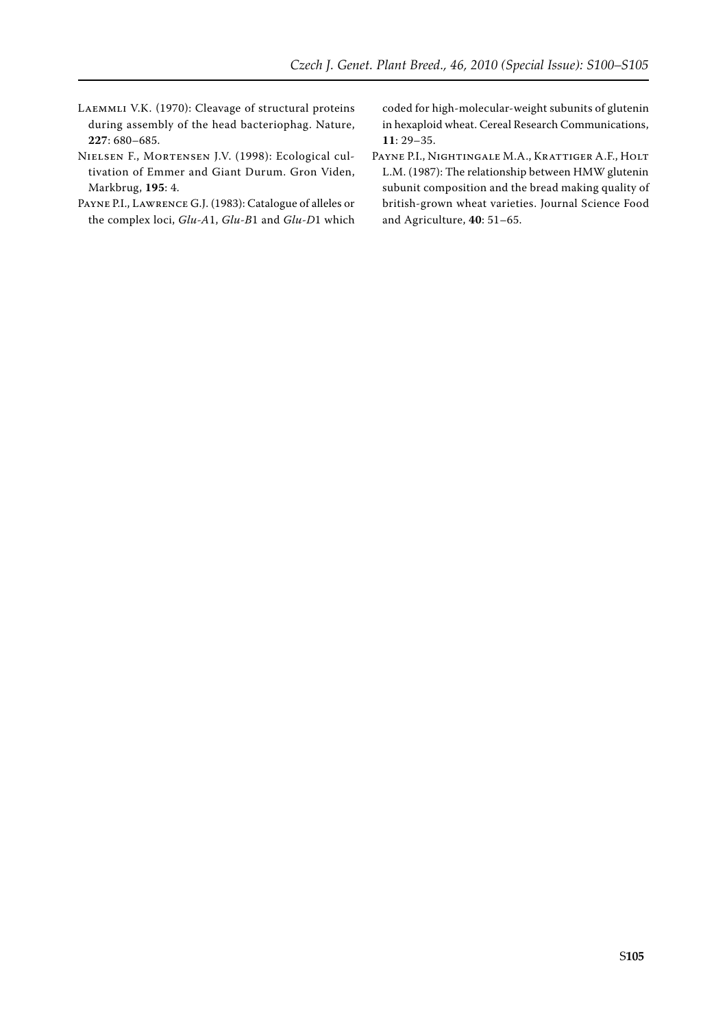Laemmli V.K. (1970): Cleavage of structural proteins during assembly of the head bacteriophag. Nature, **227**: 680–685.

Nielsen F., Mortensen J.V. (1998): Ecological cultivation of Emmer and Giant Durum. Gron Viden, Markbrug, **195**: 4.

Payne P.I., Lawrence G.J. (1983): Catalogue of alleles or the complex loci, *Glu-A*1, *Glu-B*1 and *Glu-D*1 which coded for high-molecular-weight subunits of glutenin in hexaploid wheat. Cereal Research Communications, **11**: 29–35.

Payne P.I., Nightingale M.A., Krattiger A.F., Holt L.M. (1987): The relationship between HMW glutenin subunit composition and the bread making quality of british-grown wheat varieties. Journal Science Food and Agriculture, **40**: 51–65.